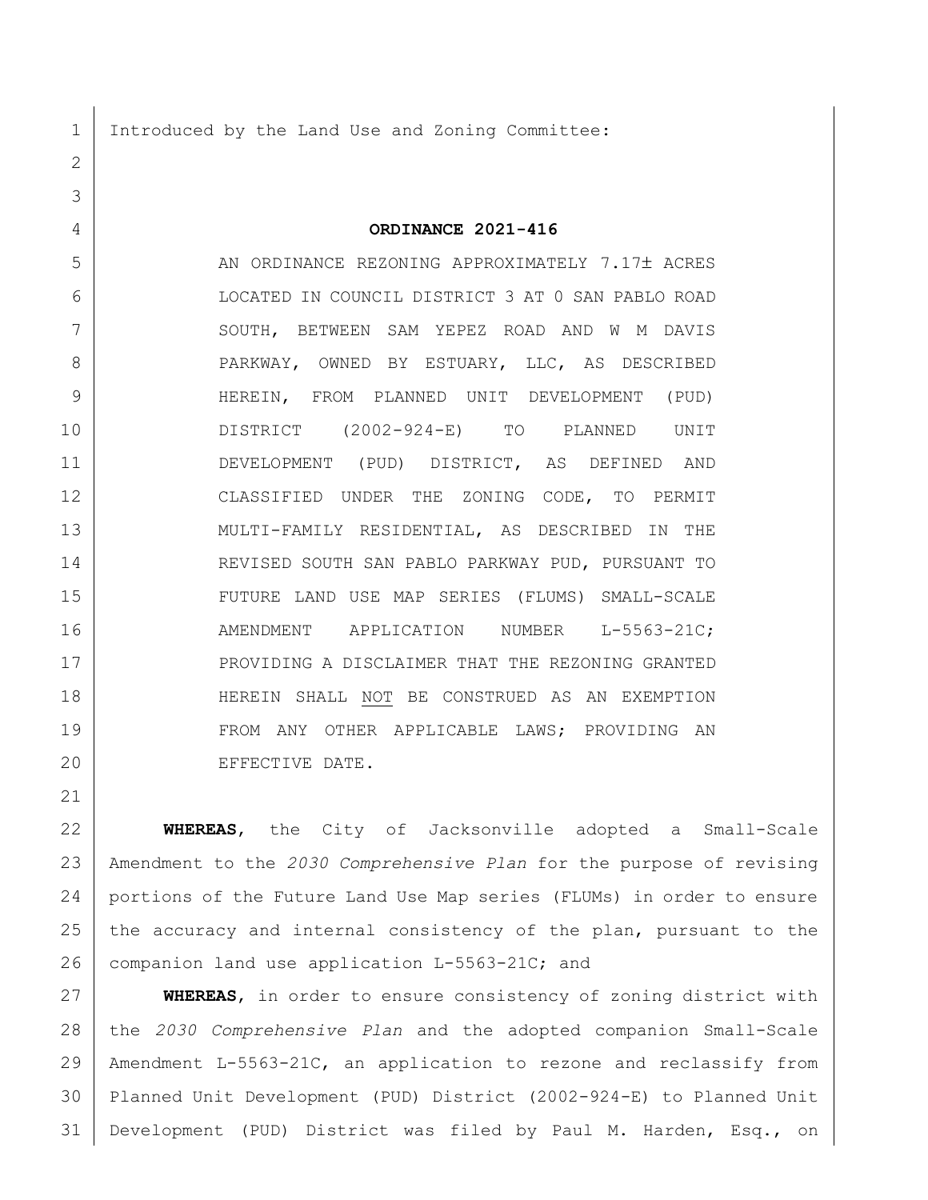Introduced by the Land Use and Zoning Committee:

**ORDINANCE 2021-416**

AN ORDINANCE REZONING APPROXIMATELY 7.17± ACRES LOCATED IN COUNCIL DISTRICT 3 AT 0 SAN PABLO ROAD SOUTH, BETWEEN SAM YEPEZ ROAD AND W M DAVIS PARKWAY, OWNED BY ESTUARY, LLC, AS DESCRIBED HEREIN, FROM PLANNED UNIT DEVELOPMENT (PUD) DISTRICT (2002-924-E) TO PLANNED UNIT DEVELOPMENT (PUD) DISTRICT, AS DEFINED AND CLASSIFIED UNDER THE ZONING CODE, TO PERMIT MULTI-FAMILY RESIDENTIAL, AS DESCRIBED IN THE REVISED SOUTH SAN PABLO PARKWAY PUD, PURSUANT TO FUTURE LAND USE MAP SERIES (FLUMS) SMALL-SCALE AMENDMENT APPLICATION NUMBER L-5563-21C; PROVIDING A DISCLAIMER THAT THE REZONING GRANTED HEREIN SHALL NOT BE CONSTRUED AS AN EXEMPTION FROM ANY OTHER APPLICABLE LAWS; PROVIDING AN EFFECTIVE DATE.

**WHEREAS**, the City of Jacksonville adopted a Small-Scale Amendment to the *2030 Comprehensive Plan* for the purpose of revising portions of the Future Land Use Map series (FLUMs) in order to ensure the accuracy and internal consistency of the plan, pursuant to the companion land use application L-5563-21C; and

**WHEREAS**, in order to ensure consistency of zoning district with the *2030 Comprehensive Plan* and the adopted companion Small-Scale Amendment L-5563-21C, an application to rezone and reclassify from Planned Unit Development (PUD) District (2002-924-E) to Planned Unit Development (PUD) District was filed by Paul M. Harden, Esq., on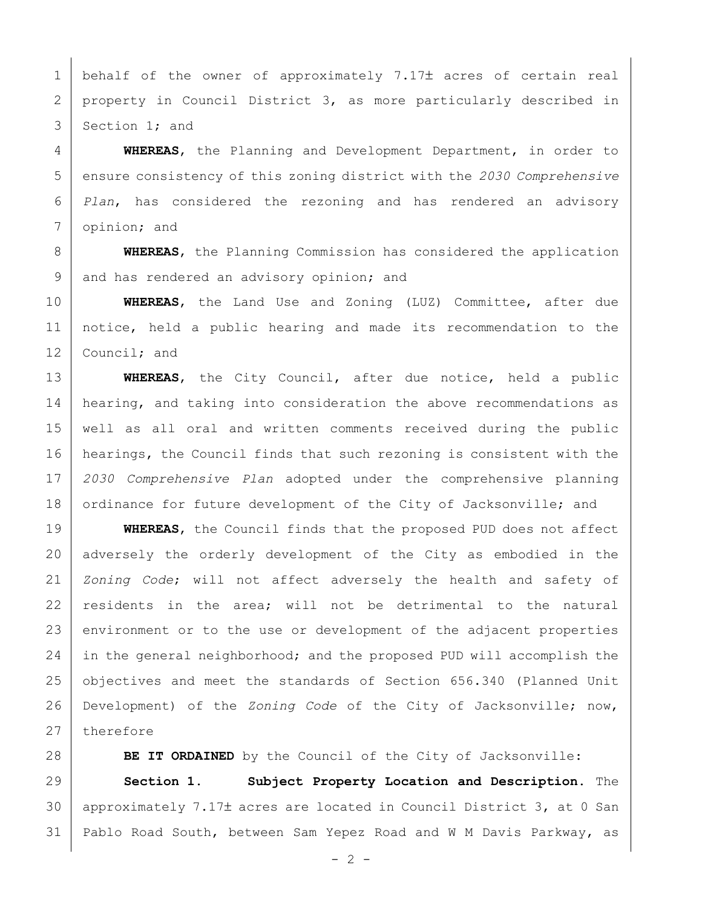behalf of the owner of approximately 7.17± acres of certain real property in Council District 3, as more particularly described in Section 1; and

**WHEREAS**, the Planning and Development Department, in order to ensure consistency of this zoning district with the *2030 Comprehensive Plan*, has considered the rezoning and has rendered an advisory opinion; and

**WHEREAS**, the Planning Commission has considered the application and has rendered an advisory opinion; and

**WHEREAS**, the Land Use and Zoning (LUZ) Committee, after due notice, held a public hearing and made its recommendation to the Council; and

**WHEREAS**, the City Council, after due notice, held a public hearing, and taking into consideration the above recommendations as well as all oral and written comments received during the public hearings, the Council finds that such rezoning is consistent with the *2030 Comprehensive Plan* adopted under the comprehensive planning ordinance for future development of the City of Jacksonville; and

**WHEREAS**, the Council finds that the proposed PUD does not affect adversely the orderly development of the City as embodied in the *Zoning Code*; will not affect adversely the health and safety of residents in the area; will not be detrimental to the natural environment or to the use or development of the adjacent properties in the general neighborhood; and the proposed PUD will accomplish the objectives and meet the standards of Section 656.340 (Planned Unit Development) of the *Zoning Code* of the City of Jacksonville; now, therefore

**BE IT ORDAINED** by the Council of the City of Jacksonville:

**Section 1. Subject Property Location and Description.** The approximately 7.17± acres are located in Council District 3, at 0 San Pablo Road South, between Sam Yepez Road and W M Davis Parkway, as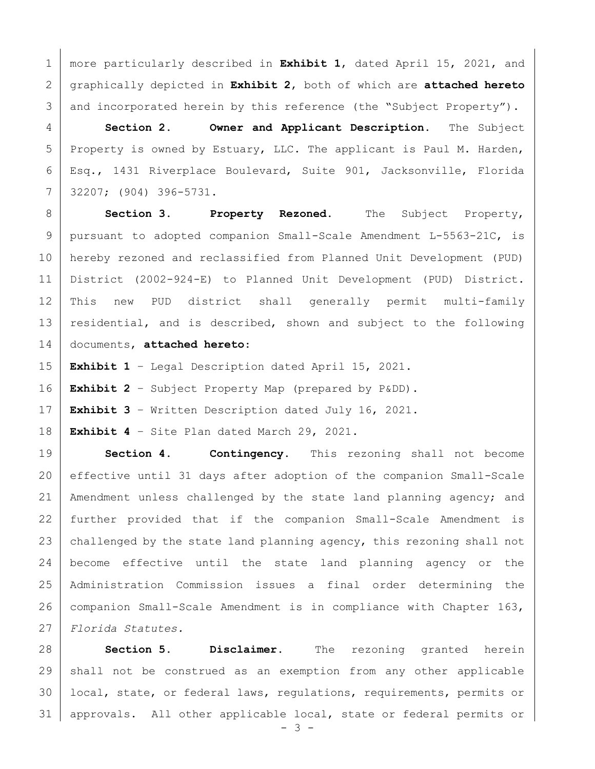more particularly described in **Exhibit 1**, dated April 15, 2021, and graphically depicted in **Exhibit 2**, both of which are **attached hereto** and incorporated herein by this reference (the "Subject Property").

**Section 2. Owner and Applicant Description.** The Subject Property is owned by Estuary, LLC. The applicant is Paul M. Harden, Esq., 1431 Riverplace Boulevard, Suite 901, Jacksonville, Florida 32207; (904) 396-5731.

**Section 3. Property Rezoned.** The Subject Property, pursuant to adopted companion Small-Scale Amendment L-5563-21C, is hereby rezoned and reclassified from Planned Unit Development (PUD) District (2002-924-E) to Planned Unit Development (PUD) District. This new PUD district shall generally permit multi-family residential, and is described, shown and subject to the following documents, **attached hereto**:

**Exhibit 1** – Legal Description dated April 15, 2021.

**Exhibit 2** – Subject Property Map (prepared by P&DD).

**Exhibit 3** – Written Description dated July 16, 2021.

**Exhibit 4** – Site Plan dated March 29, 2021.

**Section 4. Contingency.** This rezoning shall not become effective until 31 days after adoption of the companion Small-Scale Amendment unless challenged by the state land planning agency; and further provided that if the companion Small-Scale Amendment is challenged by the state land planning agency, this rezoning shall not become effective until the state land planning agency or the Administration Commission issues a final order determining the companion Small-Scale Amendment is in compliance with Chapter 163, *Florida Statutes.*

**Section 5. Disclaimer.** The rezoning granted herein shall not be construed as an exemption from any other applicable local, state, or federal laws, regulations, requirements, permits or approvals. All other applicable local, state or federal permits or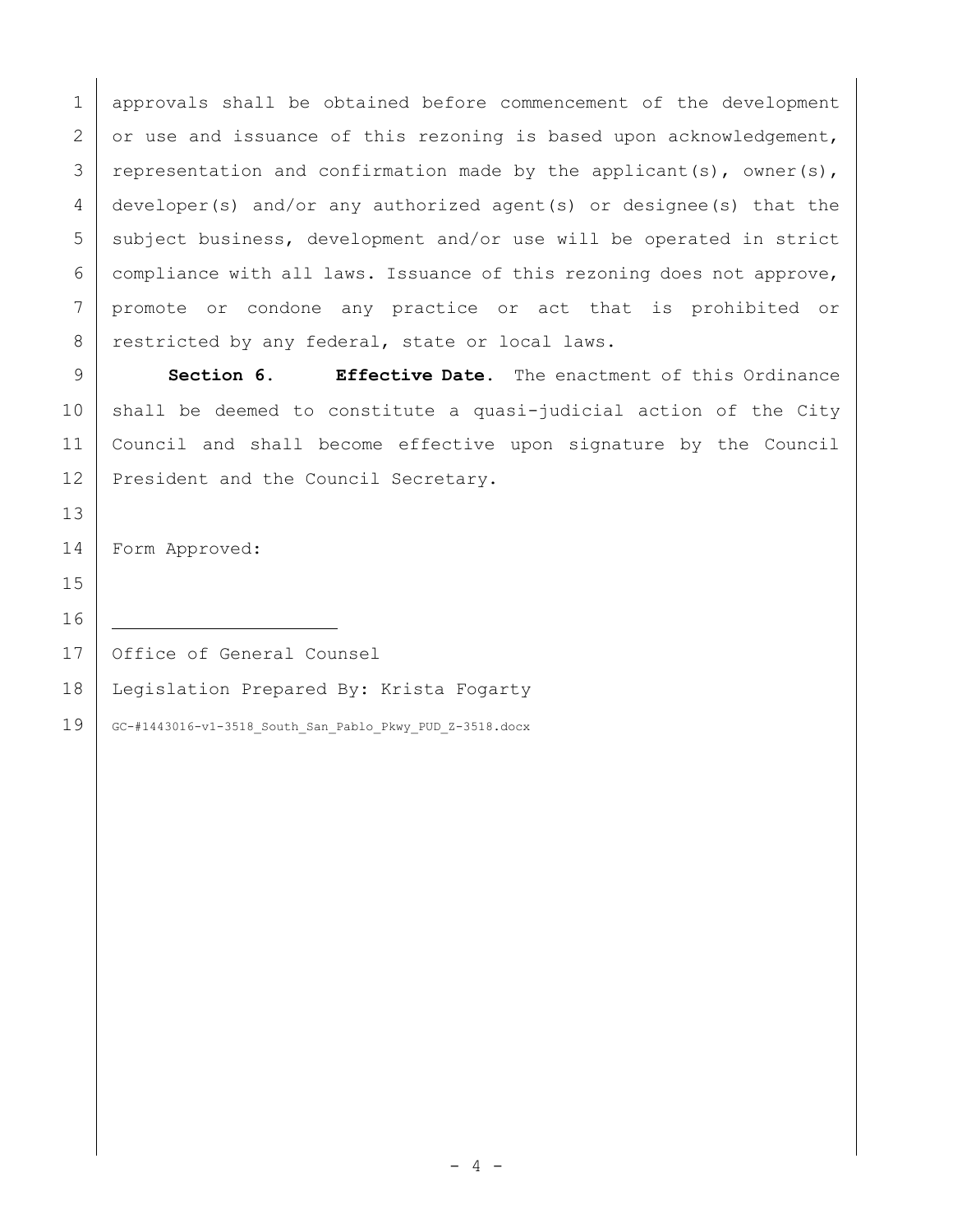approvals shall be obtained before commencement of the development or use and issuance of this rezoning is based upon acknowledgement, representation and confirmation made by the applicant(s), owner(s), developer(s) and/or any authorized agent(s) or designee(s) that the subject business, development and/or use will be operated in strict compliance with all laws. Issuance of this rezoning does not approve, promote or condone any practice or act that is prohibited or restricted by any federal, state or local laws.

**Section 6. Effective Date.** The enactment of this Ordinance shall be deemed to constitute a quasi-judicial action of the City Council and shall become effective upon signature by the Council President and the Council Secretary.

Form Approved:

\_\_\_\_\_\_\_\_\_\_\_\_\_\_\_\_\_\_\_\_\_\_\_\_

Office of General Counsel

Legislation Prepared By: Krista Fogarty

GC-#1443016-v1-3518_South_San_Pablo_Pkwy_PUD_Z-3518.docx